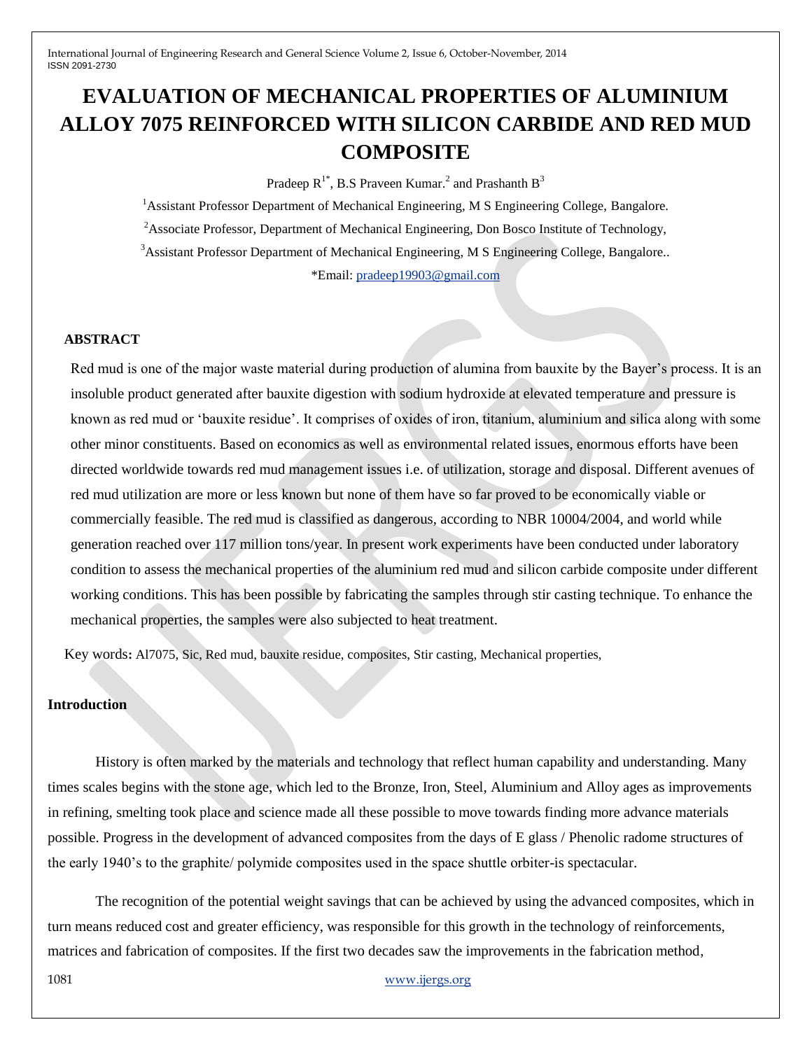# EVALUATION OF MECHANICAL PROPERTIES OF ALUMINIUM ALLOY 7075 REINFORCED WITH SILICON CARBIDE AND RED MUD COMPOSITE

Pradeep R[1*], B.S Praveen Kumar.[2] and Prashanth B[3]

[1]Assistant Professor Department of Mechanical Engineering, M S Engineering College, Bangalore.

[2]Associate Professor, Department of Mechanical Engineering, Don Bosco Institute of Technology,

[3]Assistant Professor Department of Mechanical Engineering, M S Engineering College, Bangalore..

*Email: pradeep19903@gmail.com

## ABSTRACT

Red mud is one of the major waste material during production of alumina from bauxite by the Bayer's process. It is an insoluble product generated after bauxite digestion with sodium hydroxide at elevated temperature and pressure is known as red mud or 'bauxite residue'. It comprises of oxides of iron, titanium, aluminium and silica along with some other minor constituents. Based on economics as well as environmental related issues, enormous efforts have been directed worldwide towards red mud management issues i.e. of utilization, storage and disposal. Different avenues of red mud utilization are more or less known but none of them have so far proved to be economically viable or commercially feasible. The red mud is classified as dangerous, according to NBR 10004/2004, and world while generation reached over 117 million tons/year. In present work experiments have been conducted under laboratory condition to assess the mechanical properties of the aluminium red mud and silicon carbide composite under different working conditions. This has been possible by fabricating the samples through stir casting technique. To enhance the mechanical properties, the samples were also subjected to heat treatment.

Key words: Al7075, Sic, Red mud, bauxite residue, composites, Stir casting, Mechanical properties,

## Introduction

History is often marked by the materials and technology that reflect human capability and understanding. Many times scales begins with the stone age, which led to the Bronze, Iron, Steel, Aluminium and Alloy ages as improvements in refining, smelting took place and science made all these possible to move towards finding more advance materials possible. Progress in the development of advanced composites from the days of E glass / Phenolic radome structures of the early 1940's to the graphite/ polymide composites used in the space shuttle orbiter-is spectacular.

The recognition of the potential weight savings that can be achieved by using the advanced composites, which in turn means reduced cost and greater efficiency, was responsible for this growth in the technology of reinforcements, matrices and fabrication of composites. If the first two decades saw the improvements in the fabrication method,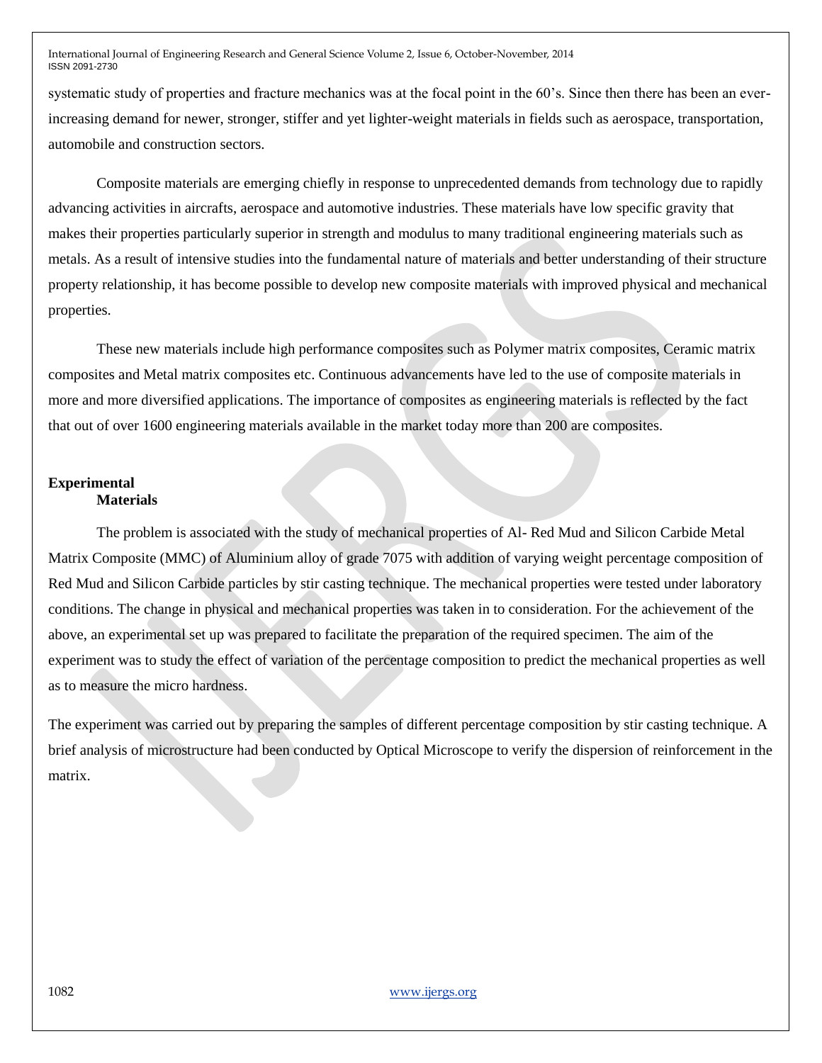systematic study of properties and fracture mechanics was at the focal point in the 60's. Since then there has been an ever-increasing demand for newer, stronger, stiffer and yet lighter-weight materials in fields such as aerospace, transportation, automobile and construction sectors.

Composite materials are emerging chiefly in response to unprecedented demands from technology due to rapidly advancing activities in aircrafts, aerospace and automotive industries. These materials have low specific gravity that makes their properties particularly superior in strength and modulus to many traditional engineering materials such as metals. As a result of intensive studies into the fundamental nature of materials and better understanding of their structure property relationship, it has become possible to develop new composite materials with improved physical and mechanical properties.

These new materials include high performance composites such as Polymer matrix composites, Ceramic matrix composites and Metal matrix composites etc. Continuous advancements have led to the use of composite materials in more and more diversified applications. The importance of composites as engineering materials is reflected by the fact that out of over 1600 engineering materials available in the market today more than 200 are composites.

## Experimental

### Materials

The problem is associated with the study of mechanical properties of Al- Red Mud and Silicon Carbide Metal Matrix Composite (MMC) of Aluminium alloy of grade 7075 with addition of varying weight percentage composition of Red Mud and Silicon Carbide particles by stir casting technique. The mechanical properties were tested under laboratory conditions. The change in physical and mechanical properties was taken in to consideration. For the achievement of the above, an experimental set up was prepared to facilitate the preparation of the required specimen. The aim of the experiment was to study the effect of variation of the percentage composition to predict the mechanical properties as well as to measure the micro hardness.

The experiment was carried out by preparing the samples of different percentage composition by stir casting technique. A brief analysis of microstructure had been conducted by Optical Microscope to verify the dispersion of reinforcement in the matrix.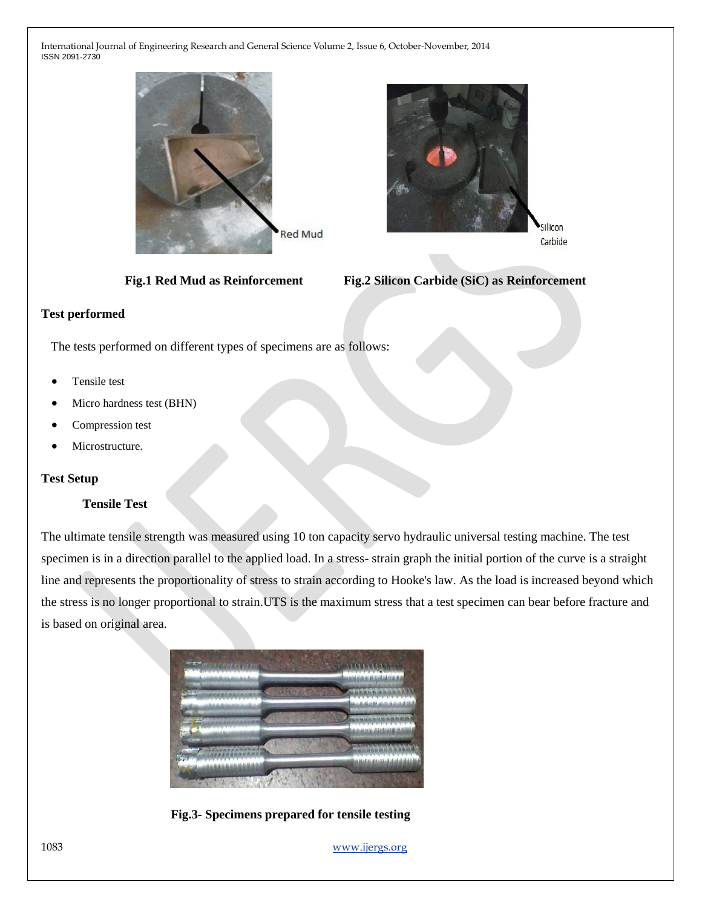Fig.1 Red Mud as Reinforcement

Fig.2 Silicon Carbide (SiC) as Reinforcement

### Test performed

The tests performed on different types of specimens are as follows:

- Tensile test
- Micro hardness test (BHN)
- Compression test
- Microstructure.

### Test Setup

#### Tensile Test

The ultimate tensile strength was measured using 10 ton capacity servo hydraulic universal testing machine. The test specimen is in a direction parallel to the applied load. In a stress- strain graph the initial portion of the curve is a straight line and represents the proportionality of stress to strain according to Hooke's law. As the load is increased beyond which the stress is no longer proportional to strain.UTS is the maximum stress that a test specimen can bear before fracture and is based on original area.

Fig.3- Specimens prepared for tensile testing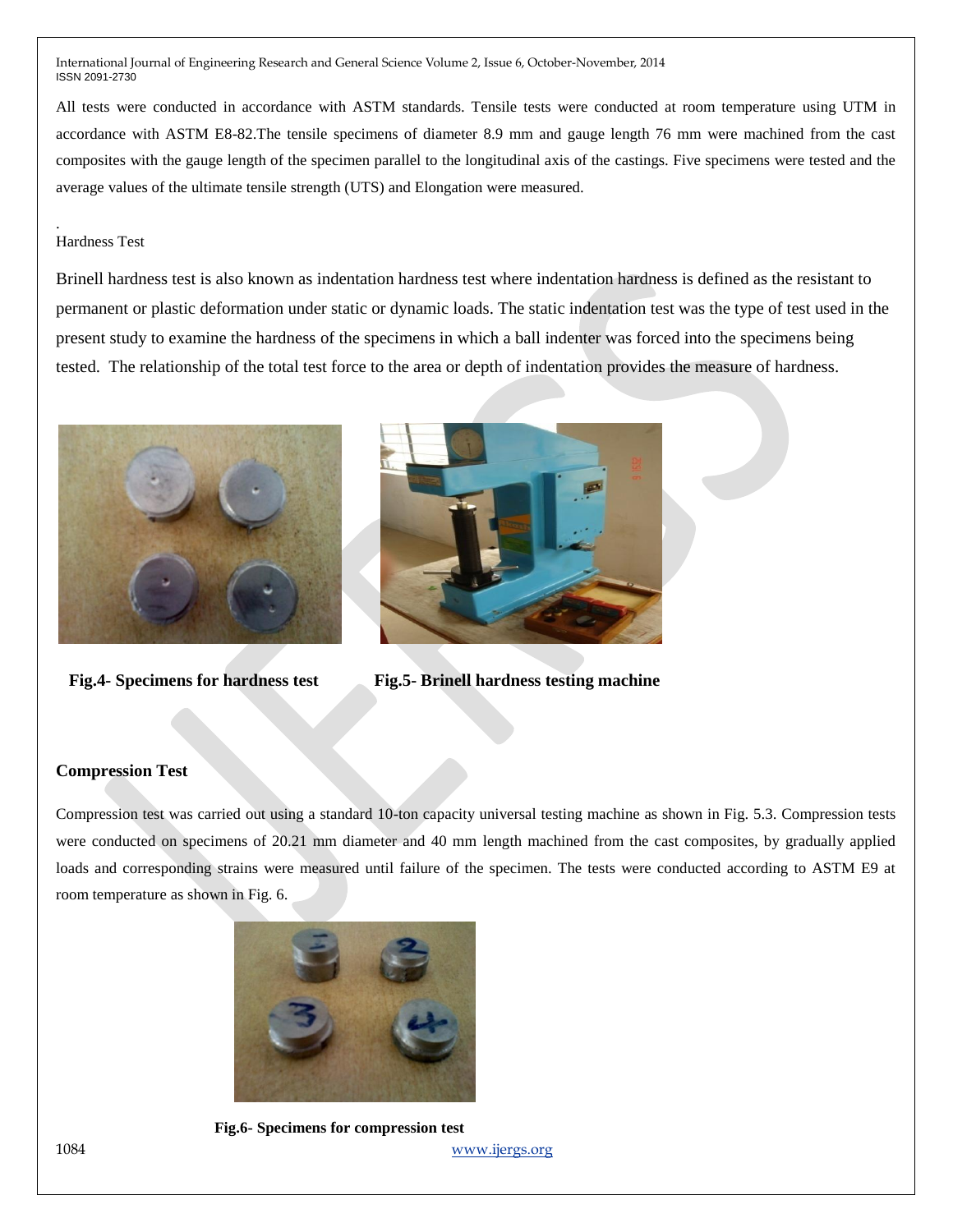All tests were conducted in accordance with ASTM standards. Tensile tests were conducted at room temperature using UTM in accordance with ASTM E8-82.The tensile specimens of diameter 8.9 mm and gauge length 76 mm were machined from the cast composites with the gauge length of the specimen parallel to the longitudinal axis of the castings. Five specimens were tested and the average values of the ultimate tensile strength (UTS) and Elongation were measured.

.

Hardness Test

Brinell hardness test is also known as indentation hardness test where indentation hardness is defined as the resistant to permanent or plastic deformation under static or dynamic loads. The static indentation test was the type of test used in the present study to examine the hardness of the specimens in which a ball indenter was forced into the specimens being tested. The relationship of the total test force to the area or depth of indentation provides the measure of hardness.

**Fig.4- Specimens for hardness test**

**Fig.5- Brinell hardness testing machine**

**Compression Test**

Compression test was carried out using a standard 10-ton capacity universal testing machine as shown in Fig. 5.3. Compression tests were conducted on specimens of 20.21 mm diameter and 40 mm length machined from the cast composites, by gradually applied loads and corresponding strains were measured until failure of the specimen. The tests were conducted according to ASTM E9 at room temperature as shown in Fig. 6.

**Fig.6- Specimens for compression test**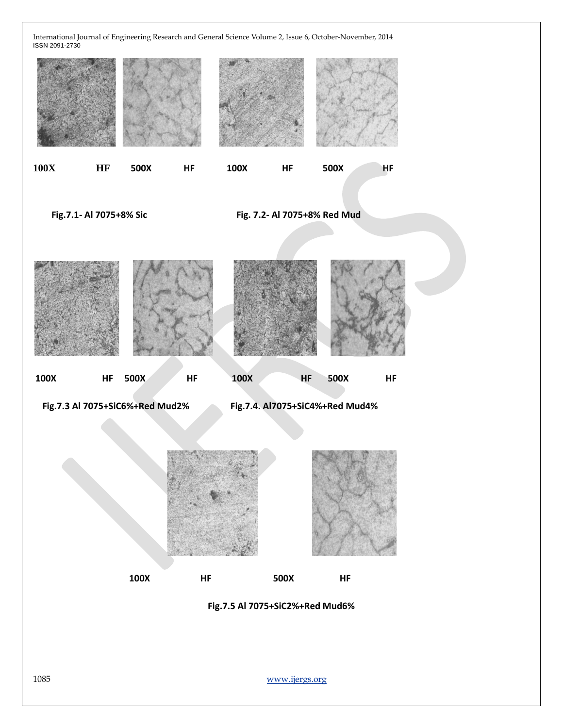100X HF 500X HF 100X HF 500X HF

**Fig.7.1- Al 7075+8% Sic**

**Fig. 7.2- Al 7075+8% Red Mud**

100X HF 500X HF 100X HF 500X HF

**Fig.7.3 Al 7075+SiC6%+Red Mud2%**

**Fig.7.4. Al7075+SiC4%+Red Mud4%**

100X HF 500X HF

**Fig.7.5 Al 7075+SiC2%+Red Mud6%**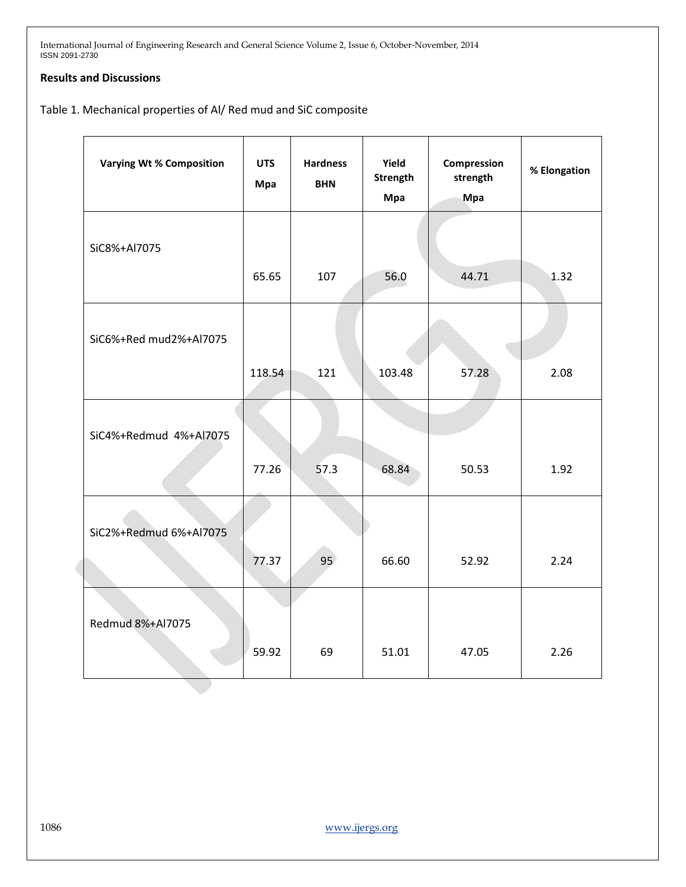**Results and Discussions**

Table 1. Mechanical properties of Al/ Red mud and SiC composite

| Varying Wt % Composition | UTS Mpa | Hardness BHN | Yield Strength Mpa | Compression strength Mpa | % Elongation |
|---|---|---|---|---|---|
| SiC8%+Al7075 | 65.65 | 107 | 56.0 | 44.71 | 1.32 |
| SiC6%+Red mud2%+Al7075 | 118.54 | 121 | 103.48 | 57.28 | 2.08 |
| SiC4%+Redmud 4%+Al7075 | 77.26 | 57.3 | 68.84 | 50.53 | 1.92 |
| SiC2%+Redmud 6%+Al7075 | 77.37 | 95 | 66.60 | 52.92 | 2.24 |
| Redmud 8%+Al7075 | 59.92 | 69 | 51.01 | 47.05 | 2.26 |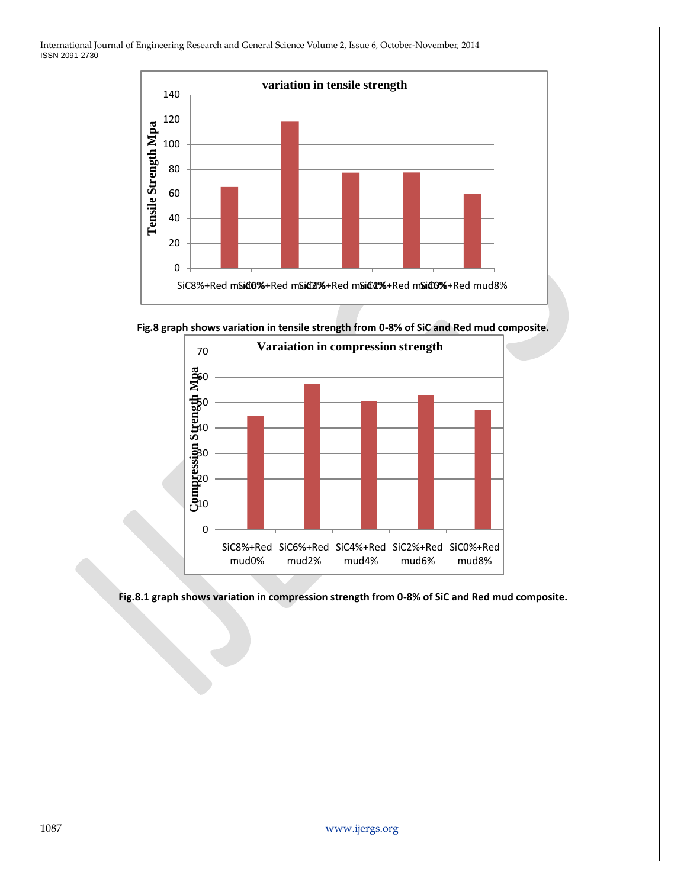Fig.8 graph shows variation in tensile strength from 0-8% of SiC and Red mud composite.

Fig.8.1 graph shows variation in compression strength from 0-8% of SiC and Red mud composite.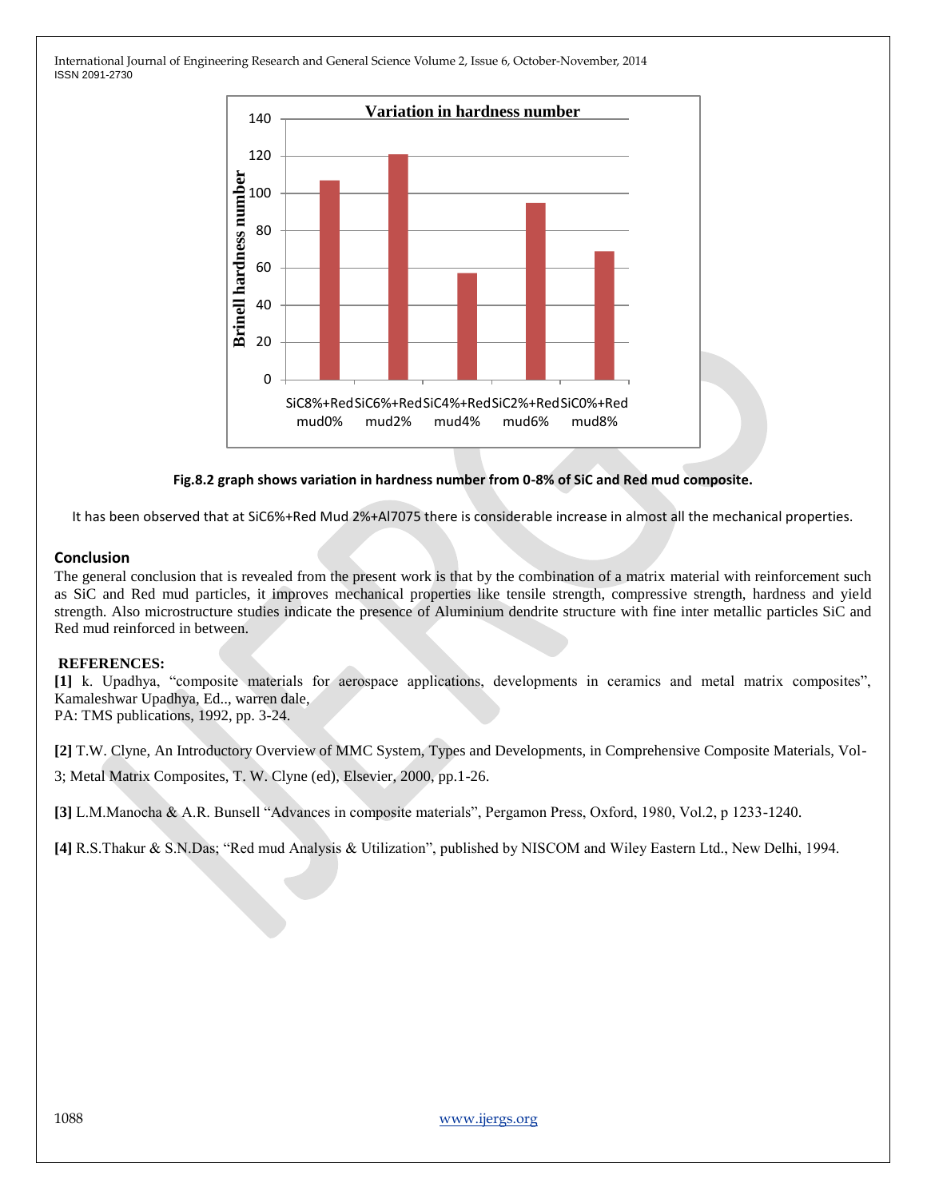Variation in hardness number

Brinell hardness number

140
120
100
80
60
40
20
0

SiC8%+Red mud0%
SiC6%+Red mud2%
SiC4%+Red mud4%
SiC2%+Red mud6%
SiC0%+Red mud8%

**Fig.8.2 graph shows variation in hardness number from 0-8% of SiC and Red mud composite.**

It has been observed that at SiC6%+Red Mud 2%+Al7075 there is considerable increase in almost all the mechanical properties.

## Conclusion

The general conclusion that is revealed from the present work is that by the combination of a matrix material with reinforcement such as SiC and Red mud particles, it improves mechanical properties like tensile strength, compressive strength, hardness and yield strength. Also microstructure studies indicate the presence of Aluminium dendrite structure with fine inter metallic particles SiC and Red mud reinforced in between.

## REFERENCES:

**[1]** k. Upadhya, "composite materials for aerospace applications, developments in ceramics and metal matrix composites", Kamaleshwar Upadhya, Ed.., warren dale,
PA: TMS publications, 1992, pp. 3-24.

**[2]** T.W. Clyne, An Introductory Overview of MMC System, Types and Developments, in Comprehensive Composite Materials, Vol-3; Metal Matrix Composites, T. W. Clyne (ed), Elsevier, 2000, pp.1-26.

**[3]** L.M.Manocha & A.R. Bunsell "Advances in composite materials", Pergamon Press, Oxford, 1980, Vol.2, p 1233-1240.

**[4]** R.S.Thakur & S.N.Das; "Red mud Analysis & Utilization", published by NISCOM and Wiley Eastern Ltd., New Delhi, 1994.